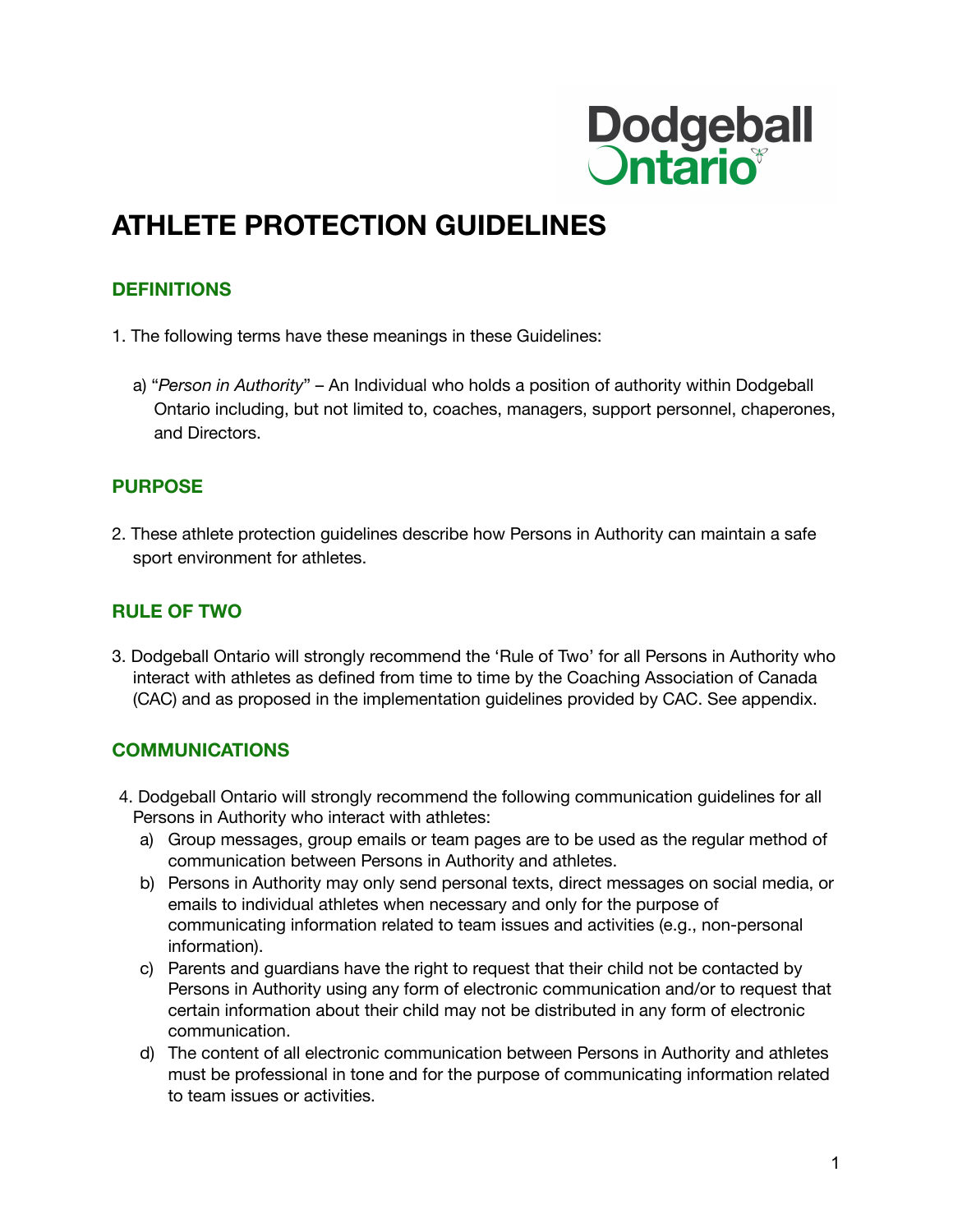Dodgeball Ontario

# ATHLETE PROTECTION GUIDELINES

## DEFINITIONS

1. The following terms have these meanings in these Guidelines:

   a) "*Person in Authority*" – An Individual who holds a position of authority within Dodgeball Ontario including, but not limited to, coaches, managers, support personnel, chaperones, and Directors.

## PURPOSE

2. These athlete protection guidelines describe how Persons in Authority can maintain a safe sport environment for athletes.

## RULE OF TWO

3. Dodgeball Ontario will strongly recommend the 'Rule of Two' for all Persons in Authority who interact with athletes as defined from time to time by the Coaching Association of Canada (CAC) and as proposed in the implementation guidelines provided by CAC. See appendix.

## COMMUNICATIONS

4. Dodgeball Ontario will strongly recommend the following communication guidelines for all Persons in Authority who interact with athletes:
   a) Group messages, group emails or team pages are to be used as the regular method of communication between Persons in Authority and athletes.
   b) Persons in Authority may only send personal texts, direct messages on social media, or emails to individual athletes when necessary and only for the purpose of communicating information related to team issues and activities (e.g., non-personal information).
   c) Parents and guardians have the right to request that their child not be contacted by Persons in Authority using any form of electronic communication and/or to request that certain information about their child may not be distributed in any form of electronic communication.
   d) The content of all electronic communication between Persons in Authority and athletes must be professional in tone and for the purpose of communicating information related to team issues or activities.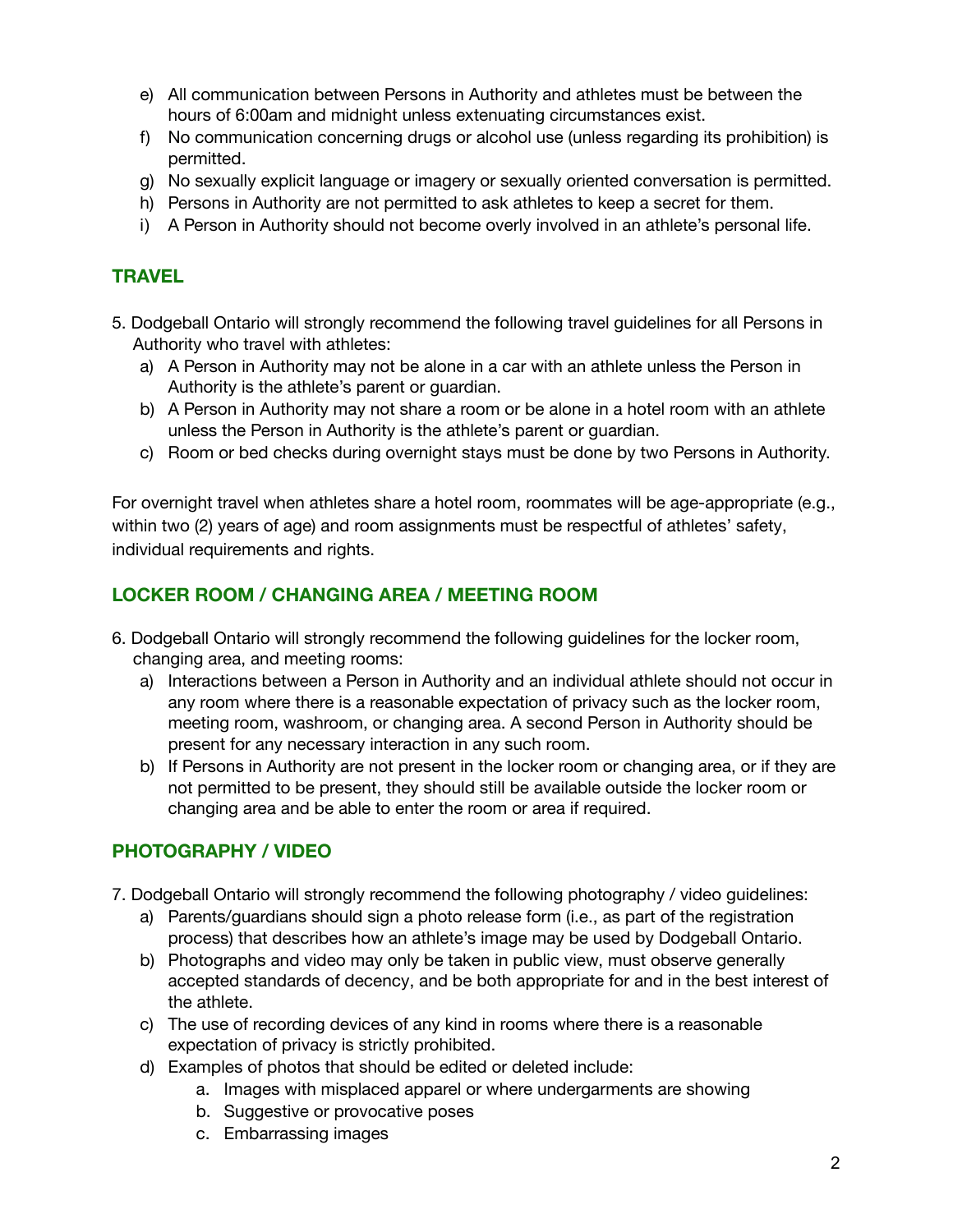e) All communication between Persons in Authority and athletes must be between the hours of 6:00am and midnight unless extenuating circumstances exist.
f) No communication concerning drugs or alcohol use (unless regarding its prohibition) is permitted.
g) No sexually explicit language or imagery or sexually oriented conversation is permitted.
h) Persons in Authority are not permitted to ask athletes to keep a secret for them.
i) A Person in Authority should not become overly involved in an athlete's personal life.

## TRAVEL

5. Dodgeball Ontario will strongly recommend the following travel guidelines for all Persons in Authority who travel with athletes:
   a) A Person in Authority may not be alone in a car with an athlete unless the Person in Authority is the athlete's parent or guardian.
   b) A Person in Authority may not share a room or be alone in a hotel room with an athlete unless the Person in Authority is the athlete's parent or guardian.
   c) Room or bed checks during overnight stays must be done by two Persons in Authority.

For overnight travel when athletes share a hotel room, roommates will be age-appropriate (e.g., within two (2) years of age) and room assignments must be respectful of athletes' safety, individual requirements and rights.

## LOCKER ROOM / CHANGING AREA / MEETING ROOM

6. Dodgeball Ontario will strongly recommend the following guidelines for the locker room, changing area, and meeting rooms:
   a) Interactions between a Person in Authority and an individual athlete should not occur in any room where there is a reasonable expectation of privacy such as the locker room, meeting room, washroom, or changing area. A second Person in Authority should be present for any necessary interaction in any such room.
   b) If Persons in Authority are not present in the locker room or changing area, or if they are not permitted to be present, they should still be available outside the locker room or changing area and be able to enter the room or area if required.

## PHOTOGRAPHY / VIDEO

7. Dodgeball Ontario will strongly recommend the following photography / video guidelines:
   a) Parents/guardians should sign a photo release form (i.e., as part of the registration process) that describes how an athlete's image may be used by Dodgeball Ontario.
   b) Photographs and video may only be taken in public view, must observe generally accepted standards of decency, and be both appropriate for and in the best interest of the athlete.
   c) The use of recording devices of any kind in rooms where there is a reasonable expectation of privacy is strictly prohibited.
   d) Examples of photos that should be edited or deleted include:
      a. Images with misplaced apparel or where undergarments are showing
      b. Suggestive or provocative poses
      c. Embarrassing images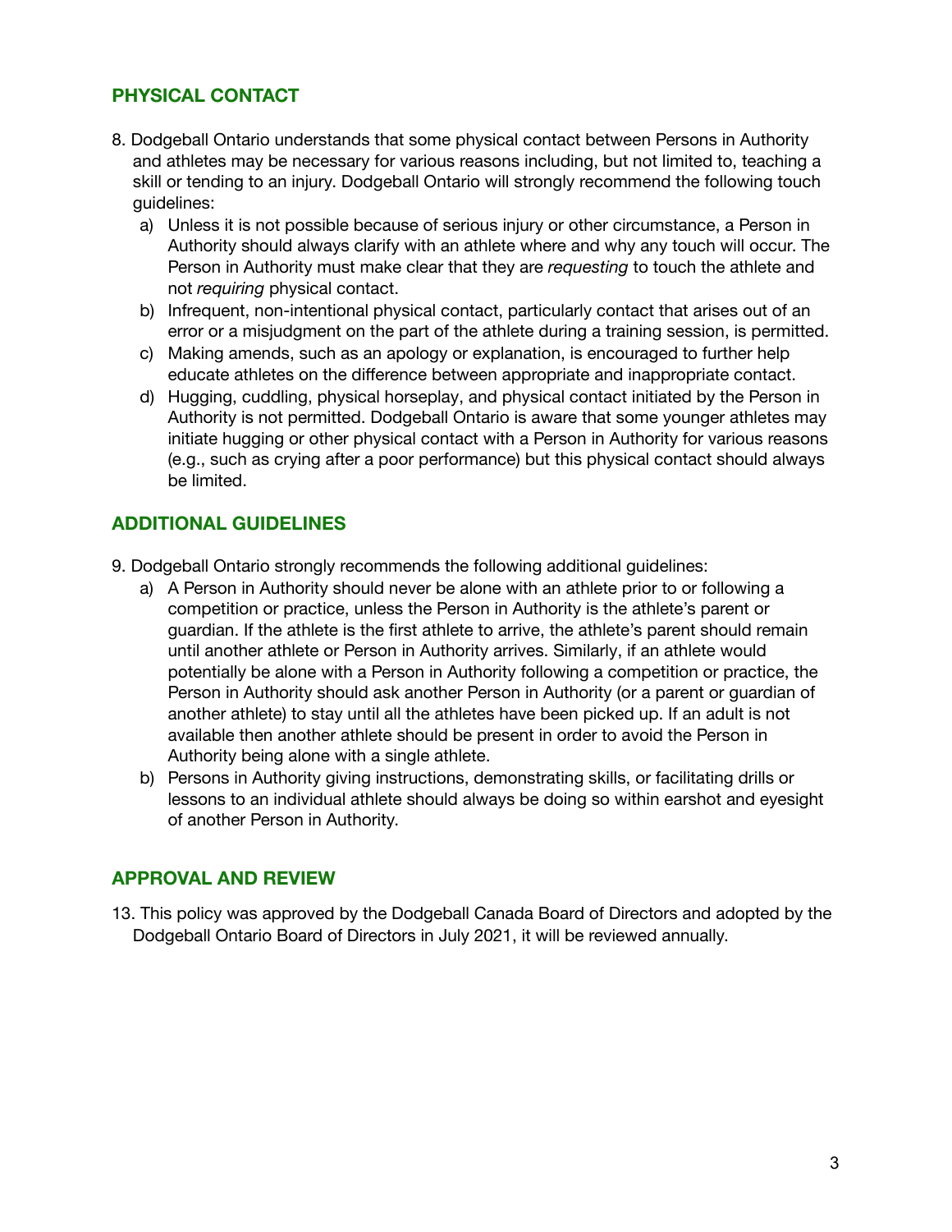## PHYSICAL CONTACT

8. Dodgeball Ontario understands that some physical contact between Persons in Authority and athletes may be necessary for various reasons including, but not limited to, teaching a skill or tending to an injury. Dodgeball Ontario will strongly recommend the following touch guidelines:
   a) Unless it is not possible because of serious injury or other circumstance, a Person in Authority should always clarify with an athlete where and why any touch will occur. The Person in Authority must make clear that they are *requesting* to touch the athlete and not *requiring* physical contact.
   b) Infrequent, non-intentional physical contact, particularly contact that arises out of an error or a misjudgment on the part of the athlete during a training session, is permitted.
   c) Making amends, such as an apology or explanation, is encouraged to further help educate athletes on the difference between appropriate and inappropriate contact.
   d) Hugging, cuddling, physical horseplay, and physical contact initiated by the Person in Authority is not permitted. Dodgeball Ontario is aware that some younger athletes may initiate hugging or other physical contact with a Person in Authority for various reasons (e.g., such as crying after a poor performance) but this physical contact should always be limited.

## ADDITIONAL GUIDELINES

9. Dodgeball Ontario strongly recommends the following additional guidelines:
   a) A Person in Authority should never be alone with an athlete prior to or following a competition or practice, unless the Person in Authority is the athlete's parent or guardian. If the athlete is the first athlete to arrive, the athlete's parent should remain until another athlete or Person in Authority arrives. Similarly, if an athlete would potentially be alone with a Person in Authority following a competition or practice, the Person in Authority should ask another Person in Authority (or a parent or guardian of another athlete) to stay until all the athletes have been picked up. If an adult is not available then another athlete should be present in order to avoid the Person in Authority being alone with a single athlete.
   b) Persons in Authority giving instructions, demonstrating skills, or facilitating drills or lessons to an individual athlete should always be doing so within earshot and eyesight of another Person in Authority.

## APPROVAL AND REVIEW

13. This policy was approved by the Dodgeball Canada Board of Directors and adopted by the Dodgeball Ontario Board of Directors in July 2021, it will be reviewed annually.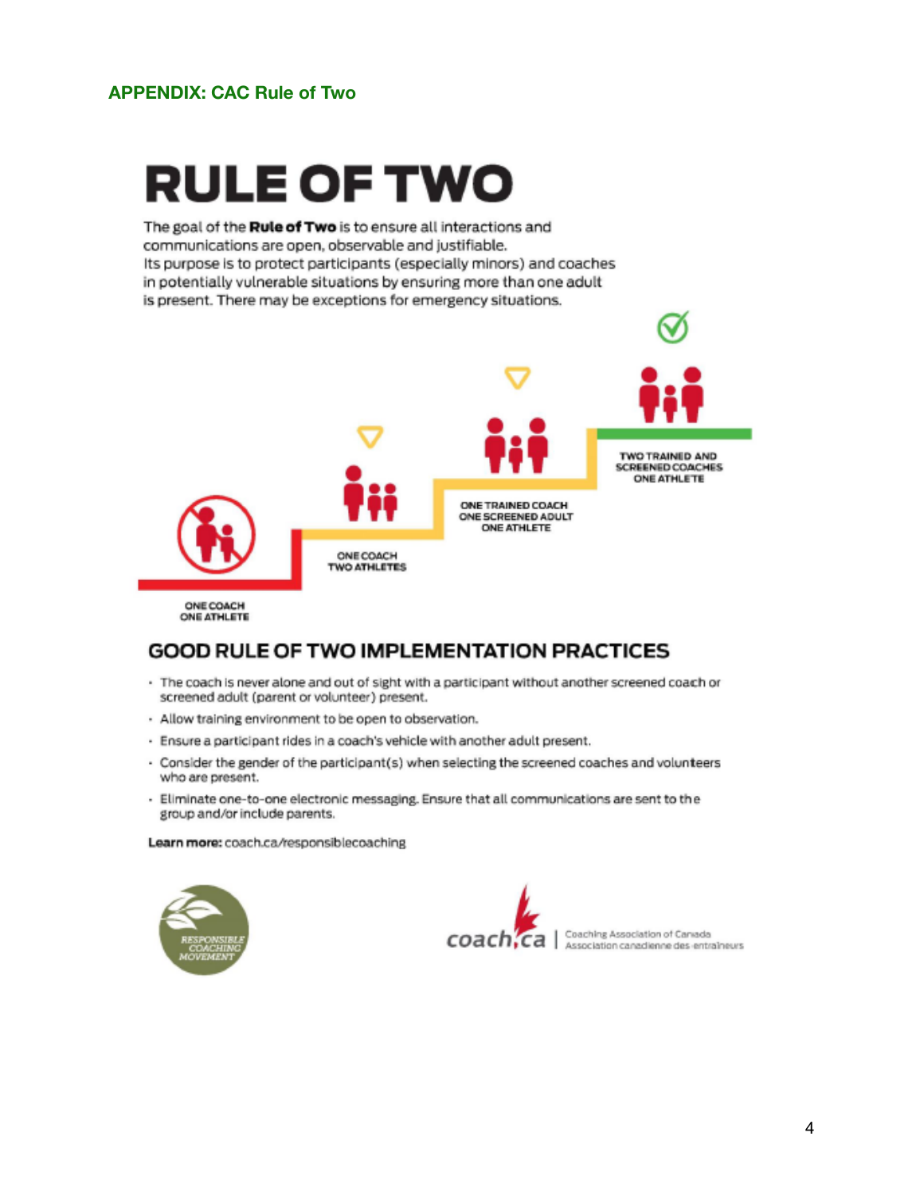## APPENDIX: CAC Rule of Two

# RULE OF TWO

The goal of the **Rule of Two** is to ensure all interactions and communications are open, observable and justifiable.
Its purpose is to protect participants (especially minors) and coaches in potentially vulnerable situations by ensuring more than one adult is present. There may be exceptions for emergency situations.

ONE COACH
ONE ATHLETE

ONE COACH
TWO ATHLETES

ONE TRAINED COACH
ONE SCREENED ADULT
ONE ATHLETE

TWO TRAINED AND
SCREENED COACHES
ONE ATHLETE

## GOOD RULE OF TWO IMPLEMENTATION PRACTICES

- The coach is never alone and out of sight with a participant without another screened coach or screened adult (parent or volunteer) present.
- Allow training environment to be open to observation.
- Ensure a participant rides in a coach's vehicle with another adult present.
- Consider the gender of the participant(s) when selecting the screened coaches and volunteers who are present.
- Eliminate one-to-one electronic messaging. Ensure that all communications are sent to the group and/or include parents.

**Learn more:** coach.ca/responsiblecoaching

RESPONSIBLE COACHING MOVEMENT

coach.ca | Coaching Association of Canada
Association canadienne des entraîneurs